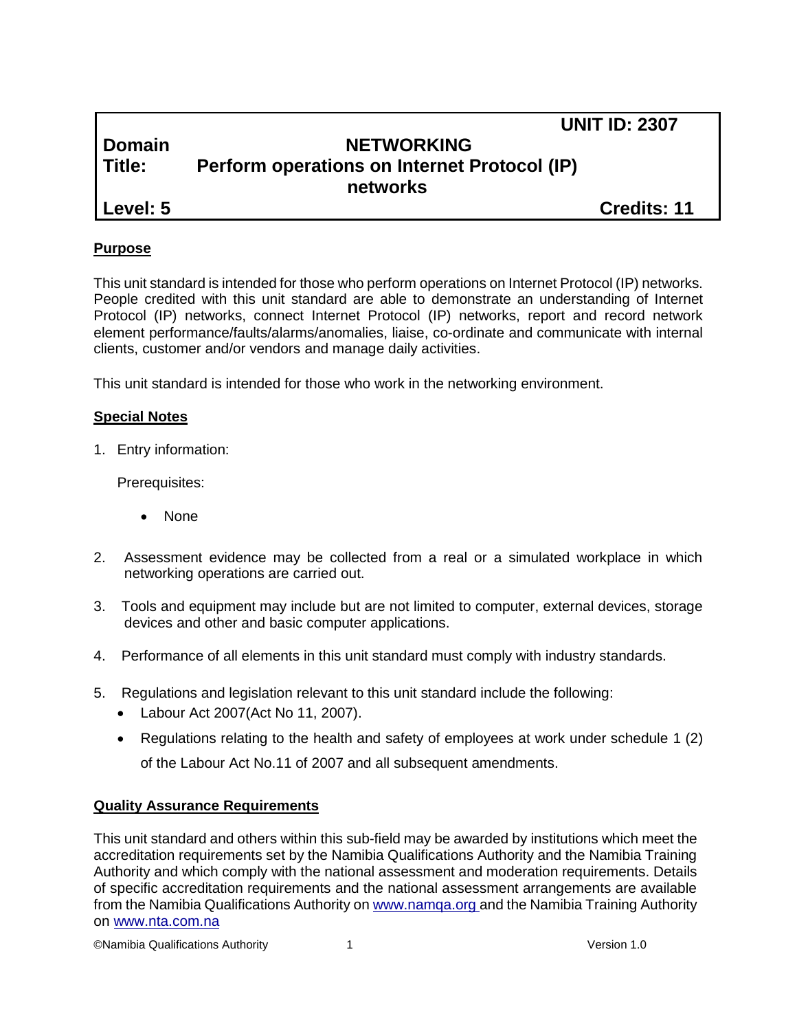| | UNIT ID: 2307 |
|---|---|
| **Domain** | **NETWORKING** |
| **Title:** | **Perform operations on Internet Protocol (IP) networks** |
| **Level: 5** | **Credits: 11** |

## Purpose

This unit standard is intended for those who perform operations on Internet Protocol (IP) networks. People credited with this unit standard are able to demonstrate an understanding of Internet Protocol (IP) networks, connect Internet Protocol (IP) networks, report and record network element performance/faults/alarms/anomalies, liaise, co-ordinate and communicate with internal clients, customer and/or vendors and manage daily activities.

This unit standard is intended for those who work in the networking environment.

## Special Notes

1. Entry information:

   Prerequisites:

   - None

2. Assessment evidence may be collected from a real or a simulated workplace in which networking operations are carried out.

3. Tools and equipment may include but are not limited to computer, external devices, storage devices and other and basic computer applications.

4. Performance of all elements in this unit standard must comply with industry standards.

5. Regulations and legislation relevant to this unit standard include the following:
   - Labour Act 2007(Act No 11, 2007).
   - Regulations relating to the health and safety of employees at work under schedule 1 (2) of the Labour Act No.11 of 2007 and all subsequent amendments.

## Quality Assurance Requirements

This unit standard and others within this sub-field may be awarded by institutions which meet the accreditation requirements set by the Namibia Qualifications Authority and the Namibia Training Authority and which comply with the national assessment and moderation requirements. Details of specific accreditation requirements and the national assessment arrangements are available from the Namibia Qualifications Authority on www.namqa.org and the Namibia Training Authority on www.nta.com.na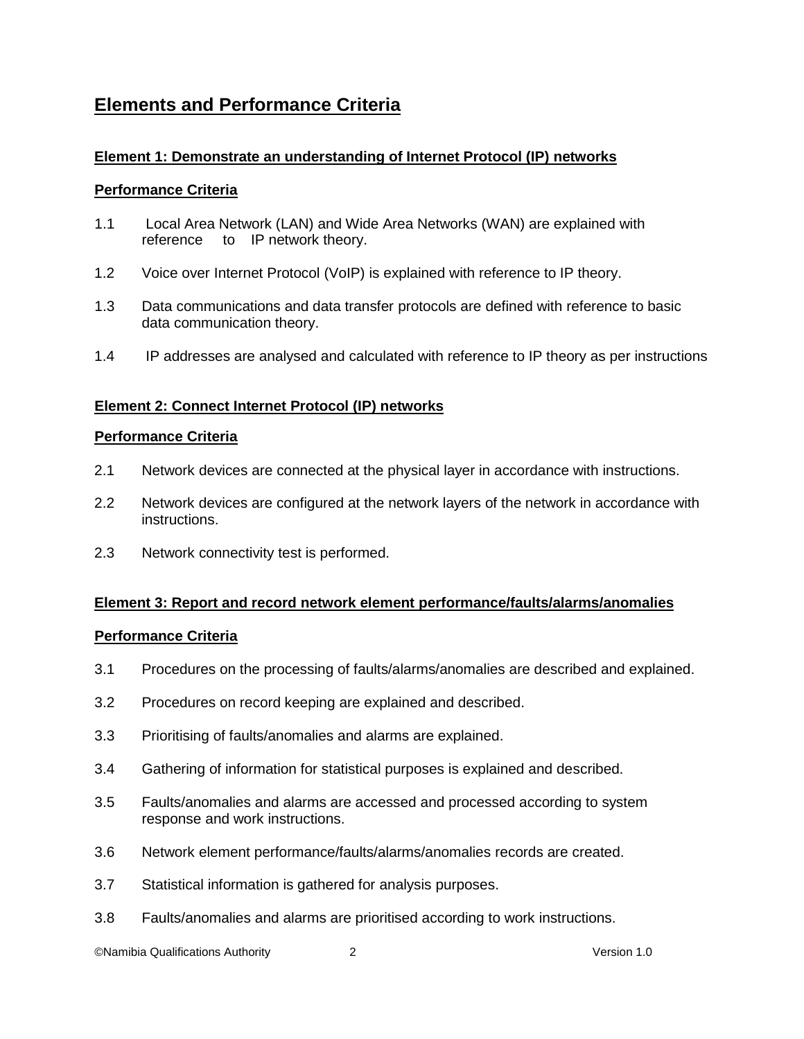## Elements and Performance Criteria

**Element 1: Demonstrate an understanding of Internet Protocol (IP) networks**

**Performance Criteria**

1.1 Local Area Network (LAN) and Wide Area Networks (WAN) are explained with reference to IP network theory.

1.2 Voice over Internet Protocol (VoIP) is explained with reference to IP theory.

1.3 Data communications and data transfer protocols are defined with reference to basic data communication theory.

1.4 IP addresses are analysed and calculated with reference to IP theory as per instructions

**Element 2: Connect Internet Protocol (IP) networks**

**Performance Criteria**

2.1 Network devices are connected at the physical layer in accordance with instructions.

2.2 Network devices are configured at the network layers of the network in accordance with instructions.

2.3 Network connectivity test is performed.

**Element 3: Report and record network element performance/faults/alarms/anomalies**

**Performance Criteria**

3.1 Procedures on the processing of faults/alarms/anomalies are described and explained.

3.2 Procedures on record keeping are explained and described.

3.3 Prioritising of faults/anomalies and alarms are explained.

3.4 Gathering of information for statistical purposes is explained and described.

3.5 Faults/anomalies and alarms are accessed and processed according to system response and work instructions.

3.6 Network element performance/faults/alarms/anomalies records are created.

3.7 Statistical information is gathered for analysis purposes.

3.8 Faults/anomalies and alarms are prioritised according to work instructions.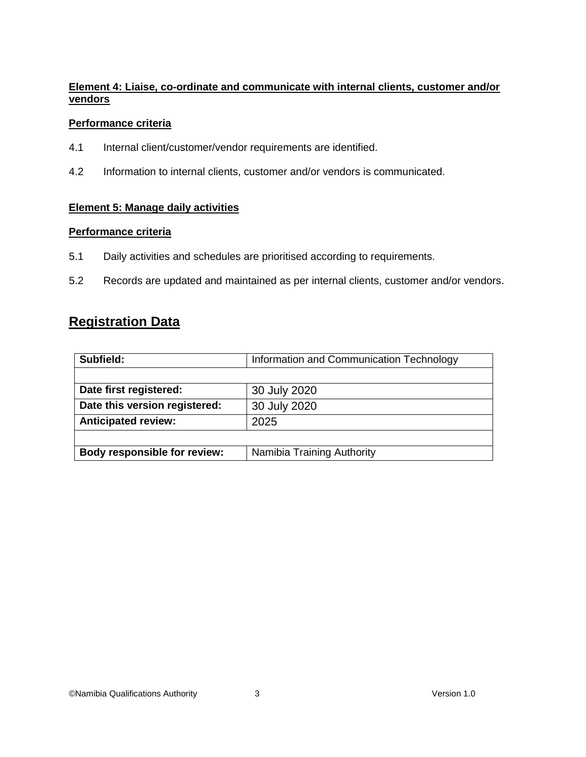**Element 4: Liaise, co-ordinate and communicate with internal clients, customer and/or vendors**

**Performance criteria**

4.1 Internal client/customer/vendor requirements are identified.

4.2 Information to internal clients, customer and/or vendors is communicated.

**Element 5: Manage daily activities**

**Performance criteria**

5.1 Daily activities and schedules are prioritised according to requirements.

5.2 Records are updated and maintained as per internal clients, customer and/or vendors.

## Registration Data

| | |
|---|---|
| **Subfield:** | Information and Communication Technology |
| | |
| **Date first registered:** | 30 July 2020 |
| **Date this version registered:** | 30 July 2020 |
| **Anticipated review:** | 2025 |
| | |
| **Body responsible for review:** | Namibia Training Authority |